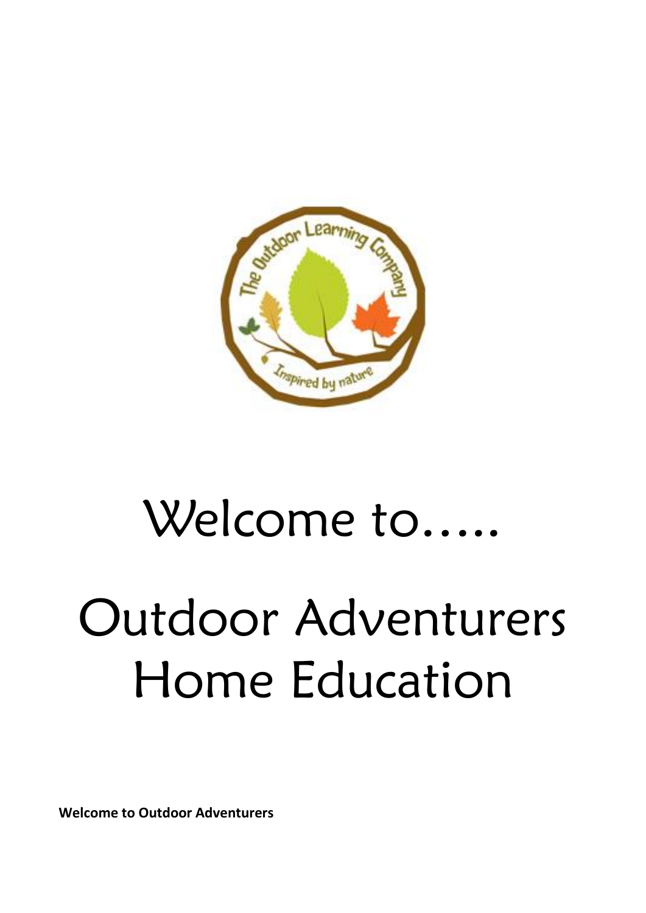# Welcome to.....

# Outdoor Adventurers Home Education

**Welcome to Outdoor Adventurers**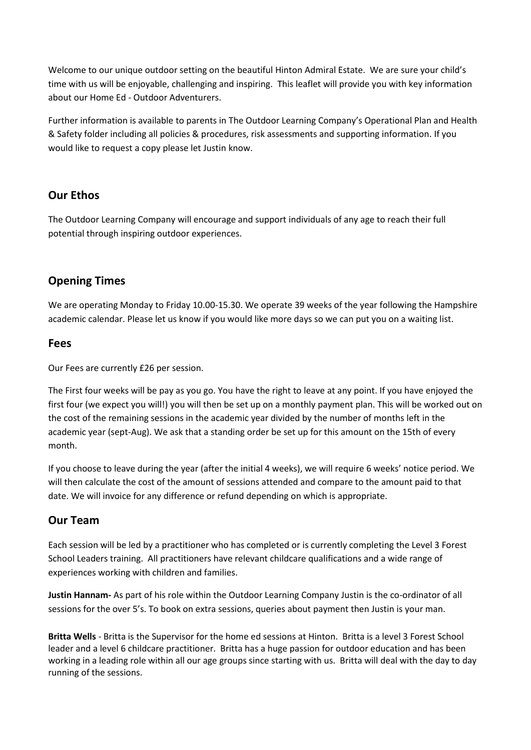Welcome to our unique outdoor setting on the beautiful Hinton Admiral Estate. We are sure your child's time with us will be enjoyable, challenging and inspiring. This leaflet will provide you with key information about our Home Ed - Outdoor Adventurers.

Further information is available to parents in The Outdoor Learning Company's Operational Plan and Health & Safety folder including all policies & procedures, risk assessments and supporting information. If you would like to request a copy please let Justin know.

## Our Ethos

The Outdoor Learning Company will encourage and support individuals of any age to reach their full potential through inspiring outdoor experiences.

## Opening Times

We are operating Monday to Friday 10.00-15.30. We operate 39 weeks of the year following the Hampshire academic calendar. Please let us know if you would like more days so we can put you on a waiting list.

## Fees

Our Fees are currently £26 per session.

The First four weeks will be pay as you go. You have the right to leave at any point. If you have enjoyed the first four (we expect you will!) you will then be set up on a monthly payment plan. This will be worked out on the cost of the remaining sessions in the academic year divided by the number of months left in the academic year (sept-Aug). We ask that a standing order be set up for this amount on the 15th of every month.

If you choose to leave during the year (after the initial 4 weeks), we will require 6 weeks' notice period. We will then calculate the cost of the amount of sessions attended and compare to the amount paid to that date. We will invoice for any difference or refund depending on which is appropriate.

## Our Team

Each session will be led by a practitioner who has completed or is currently completing the Level 3 Forest School Leaders training. All practitioners have relevant childcare qualifications and a wide range of experiences working with children and families.

**Justin Hannam-** As part of his role within the Outdoor Learning Company Justin is the co-ordinator of all sessions for the over 5's. To book on extra sessions, queries about payment then Justin is your man.

**Britta Wells** - Britta is the Supervisor for the home ed sessions at Hinton. Britta is a level 3 Forest School leader and a level 6 childcare practitioner. Britta has a huge passion for outdoor education and has been working in a leading role within all our age groups since starting with us. Britta will deal with the day to day running of the sessions.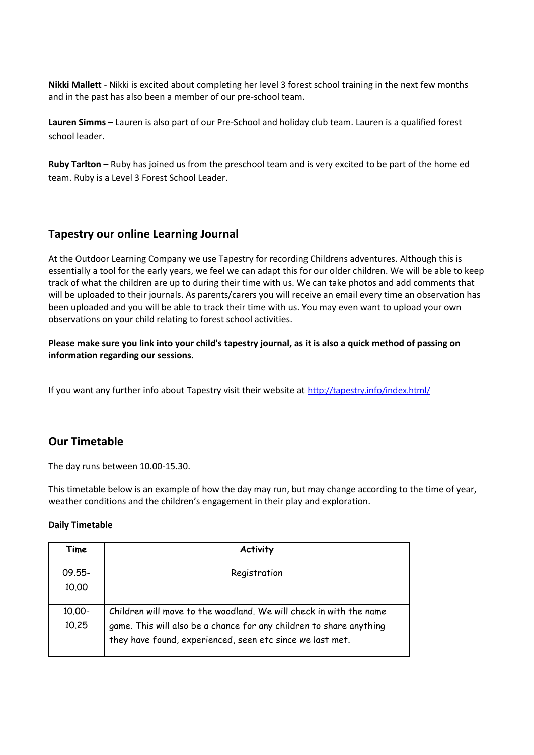**Nikki Mallett** - Nikki is excited about completing her level 3 forest school training in the next few months and in the past has also been a member of our pre-school team.

**Lauren Simms –** Lauren is also part of our Pre-School and holiday club team. Lauren is a qualified forest school leader.

**Ruby Tarlton –** Ruby has joined us from the preschool team and is very excited to be part of the home ed team. Ruby is a Level 3 Forest School Leader.

## Tapestry our online Learning Journal

At the Outdoor Learning Company we use Tapestry for recording Childrens adventures. Although this is essentially a tool for the early years, we feel we can adapt this for our older children. We will be able to keep track of what the children are up to during their time with us. We can take photos and add comments that will be uploaded to their journals. As parents/carers you will receive an email every time an observation has been uploaded and you will be able to track their time with us. You may even want to upload your own observations on your child relating to forest school activities.

**Please make sure you link into your child's tapestry journal, as it is also a quick method of passing on information regarding our sessions.**

If you want any further info about Tapestry visit their website at [http://tapestry.info/index.html/](http://tapestry.info/index.html/)

## Our Timetable

The day runs between 10.00-15.30.

This timetable below is an example of how the day may run, but may change according to the time of year, weather conditions and the children's engagement in their play and exploration.

**Daily Timetable**

| Time | Activity |
|---|---|
| 09.55-10.00 | Registration |
| 10.00-10.25 | Children will move to the woodland. We will check in with the name game. This will also be a chance for any children to share anything they have found, experienced, seen etc since we last met. |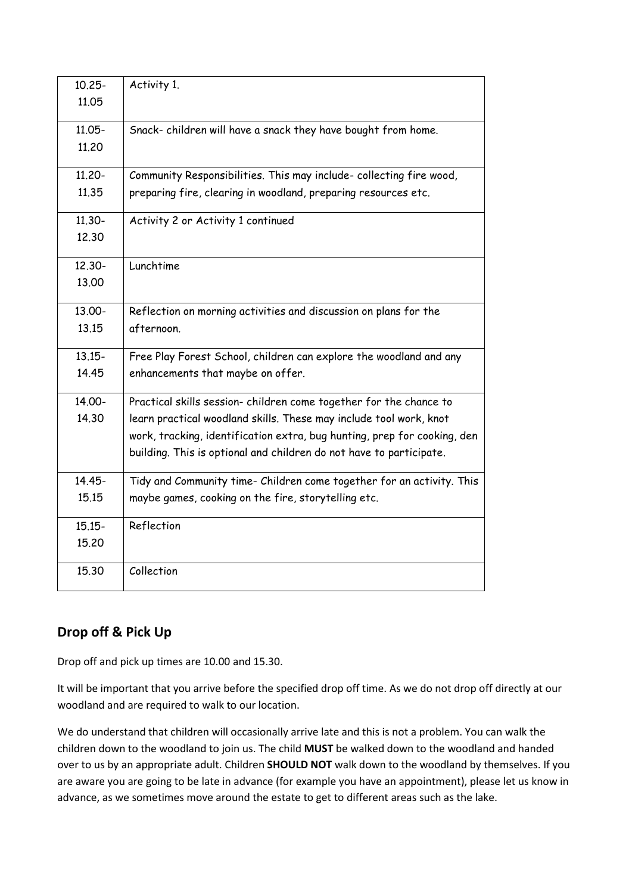| | |
|---|---|
| 10.25-11.05 | Activity 1. |
| 11.05-11.20 | Snack- children will have a snack they have bought from home. |
| 11.20-11.35 | Community Responsibilities. This may include- collecting fire wood, preparing fire, clearing in woodland, preparing resources etc. |
| 11.30-12.30 | Activity 2 or Activity 1 continued |
| 12.30-13.00 | Lunchtime |
| 13.00-13.15 | Reflection on morning activities and discussion on plans for the afternoon. |
| 13.15-14.45 | Free Play Forest School, children can explore the woodland and any enhancements that maybe on offer. |
| 14.00-14.30 | Practical skills session- children come together for the chance to learn practical woodland skills. These may include tool work, knot work, tracking, identification extra, bug hunting, prep for cooking, den building. This is optional and children do not have to participate. |
| 14.45-15.15 | Tidy and Community time- Children come together for an activity. This maybe games, cooking on the fire, storytelling etc. |
| 15.15-15.20 | Reflection |
| 15.30 | Collection |

## Drop off & Pick Up

Drop off and pick up times are 10.00 and 15.30.

It will be important that you arrive before the specified drop off time. As we do not drop off directly at our woodland and are required to walk to our location.

We do understand that children will occasionally arrive late and this is not a problem. You can walk the children down to the woodland to join us. The child **MUST** be walked down to the woodland and handed over to us by an appropriate adult. Children **SHOULD NOT** walk down to the woodland by themselves. If you are aware you are going to be late in advance (for example you have an appointment), please let us know in advance, as we sometimes move around the estate to get to different areas such as the lake.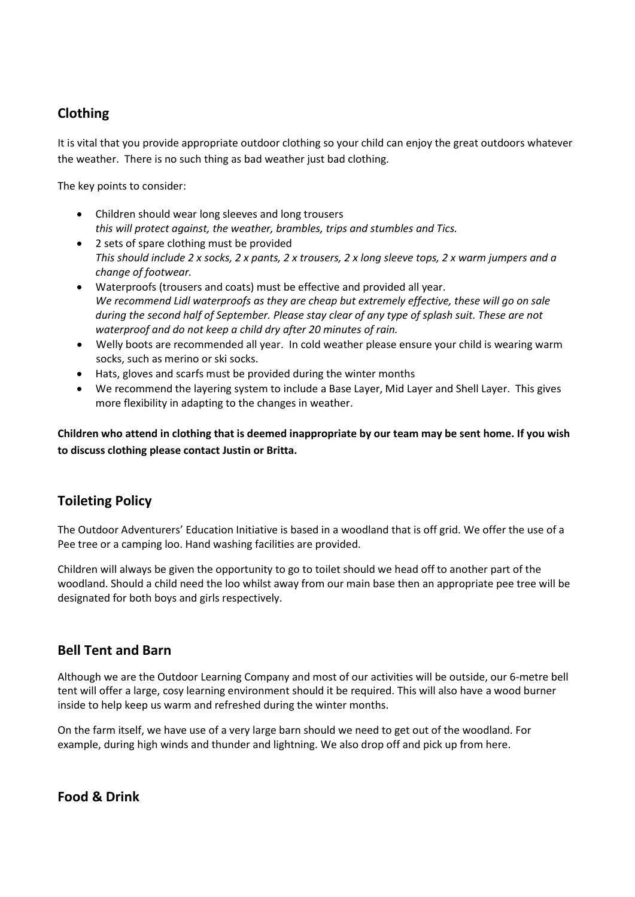## Clothing

It is vital that you provide appropriate outdoor clothing so your child can enjoy the great outdoors whatever the weather. There is no such thing as bad weather just bad clothing.

The key points to consider:

- Children should wear long sleeves and long trousers
  *this will protect against, the weather, brambles, trips and stumbles and Tics.*
- 2 sets of spare clothing must be provided
  *This should include 2 x socks, 2 x pants, 2 x trousers, 2 x long sleeve tops, 2 x warm jumpers and a change of footwear.*
- Waterproofs (trousers and coats) must be effective and provided all year.
  *We recommend Lidl waterproofs as they are cheap but extremely effective, these will go on sale during the second half of September. Please stay clear of any type of splash suit. These are not waterproof and do not keep a child dry after 20 minutes of rain.*
- Welly boots are recommended all year. In cold weather please ensure your child is wearing warm socks, such as merino or ski socks.
- Hats, gloves and scarfs must be provided during the winter months
- We recommend the layering system to include a Base Layer, Mid Layer and Shell Layer. This gives more flexibility in adapting to the changes in weather.

**Children who attend in clothing that is deemed inappropriate by our team may be sent home. If you wish to discuss clothing please contact Justin or Britta.**

## Toileting Policy

The Outdoor Adventurers' Education Initiative is based in a woodland that is off grid. We offer the use of a Pee tree or a camping loo. Hand washing facilities are provided.

Children will always be given the opportunity to go to toilet should we head off to another part of the woodland. Should a child need the loo whilst away from our main base then an appropriate pee tree will be designated for both boys and girls respectively.

## Bell Tent and Barn

Although we are the Outdoor Learning Company and most of our activities will be outside, our 6-metre bell tent will offer a large, cosy learning environment should it be required. This will also have a wood burner inside to help keep us warm and refreshed during the winter months.

On the farm itself, we have use of a very large barn should we need to get out of the woodland. For example, during high winds and thunder and lightning. We also drop off and pick up from here.

## Food & Drink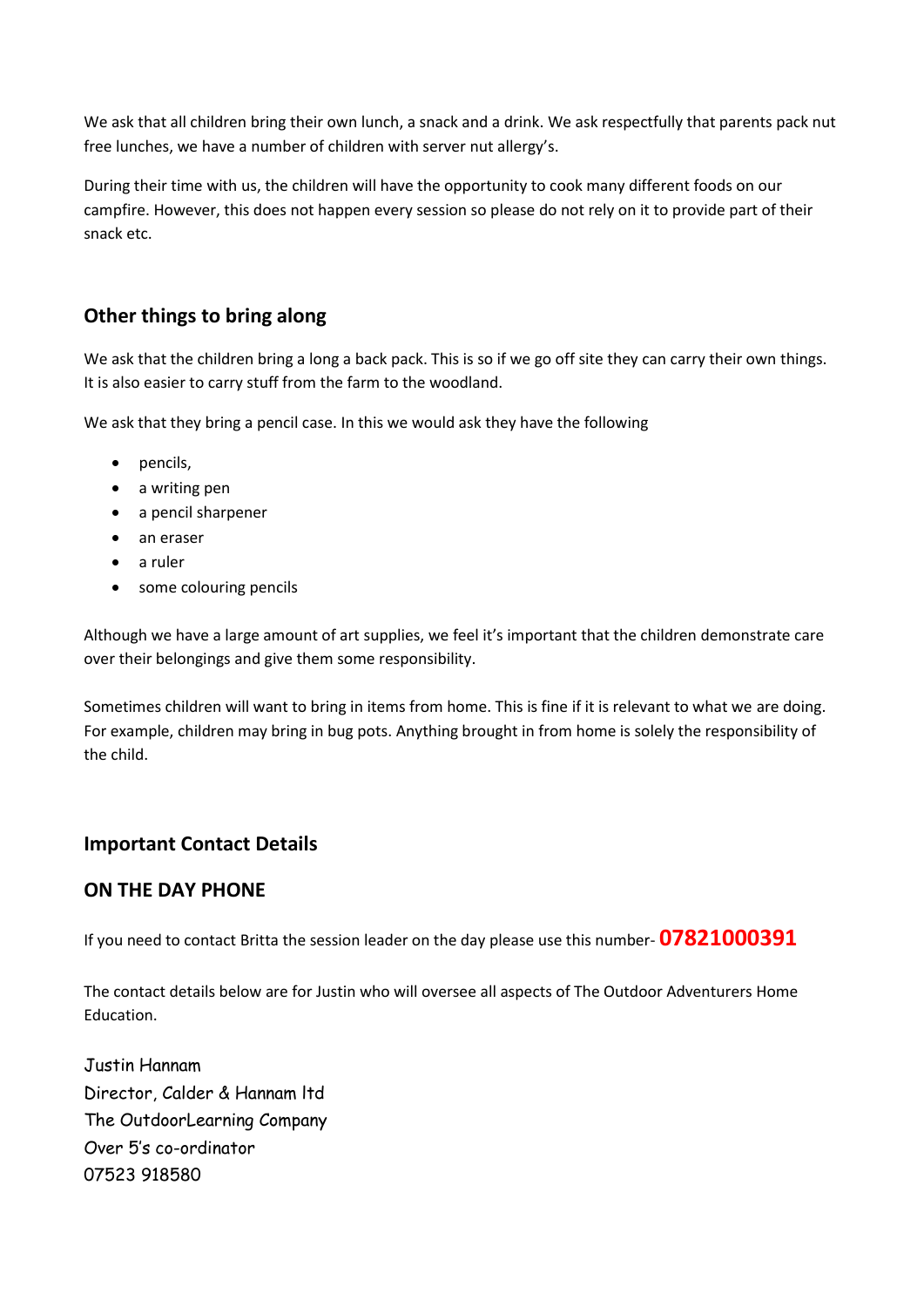We ask that all children bring their own lunch, a snack and a drink. We ask respectfully that parents pack nut free lunches, we have a number of children with server nut allergy's.

During their time with us, the children will have the opportunity to cook many different foods on our campfire. However, this does not happen every session so please do not rely on it to provide part of their snack etc.

## Other things to bring along

We ask that the children bring a long a back pack. This is so if we go off site they can carry their own things. It is also easier to carry stuff from the farm to the woodland.

We ask that they bring a pencil case. In this we would ask they have the following

- pencils,
- a writing pen
- a pencil sharpener
- an eraser
- a ruler
- some colouring pencils

Although we have a large amount of art supplies, we feel it's important that the children demonstrate care over their belongings and give them some responsibility.

Sometimes children will want to bring in items from home. This is fine if it is relevant to what we are doing. For example, children may bring in bug pots. Anything brought in from home is solely the responsibility of the child.

## Important Contact Details

## ON THE DAY PHONE

If you need to contact Britta the session leader on the day please use this number- **07821000391**

The contact details below are for Justin who will oversee all aspects of The Outdoor Adventurers Home Education.

Justin Hannam
Director, Calder & Hannam ltd
The OutdoorLearning Company
Over 5's co-ordinator
07523 918580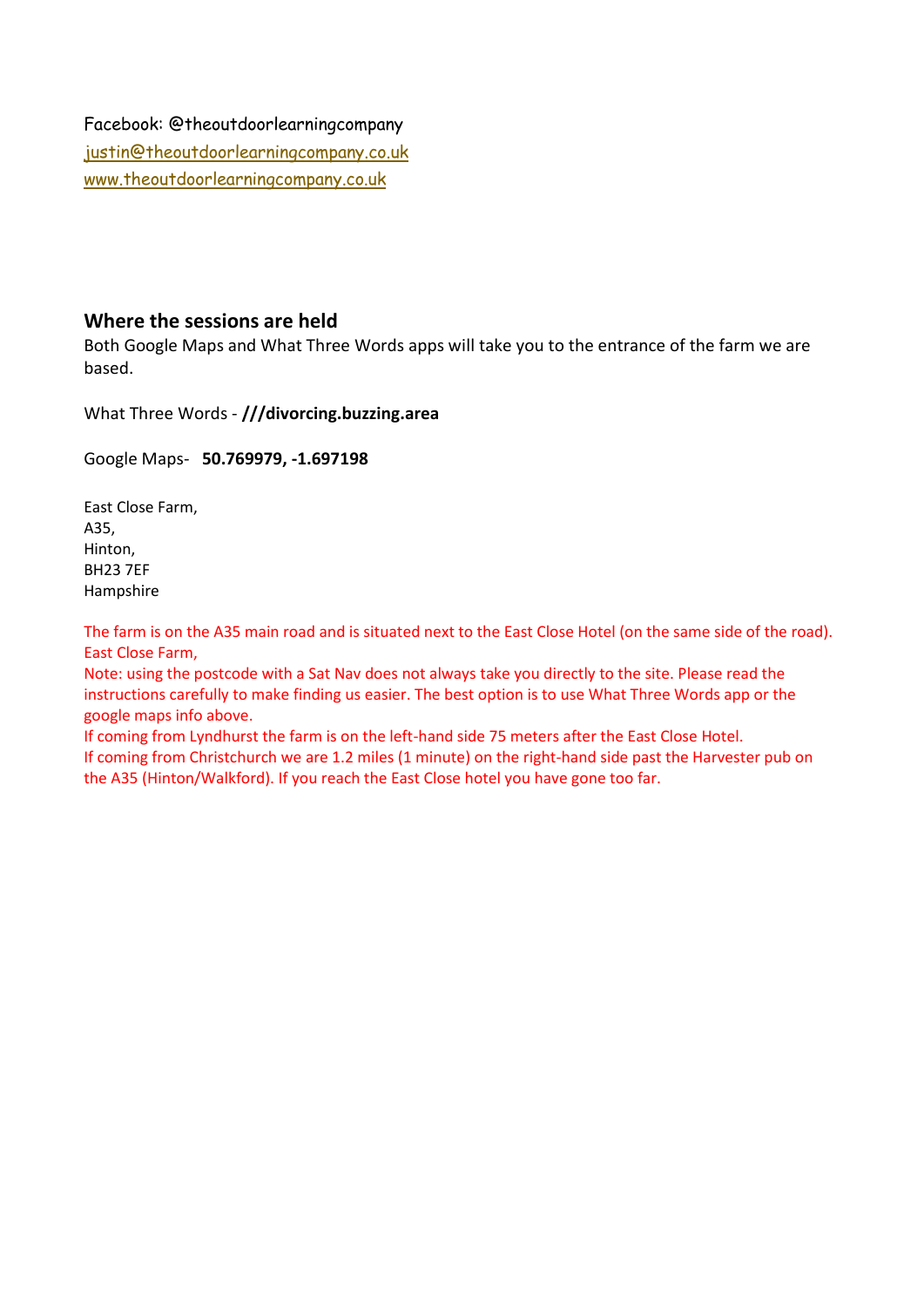Facebook: @theoutdoorlearningcompany
justin@theoutdoorlearningcompany.co.uk
www.theoutdoorlearningcompany.co.uk

## Where the sessions are held

Both Google Maps and What Three Words apps will take you to the entrance of the farm we are based.

What Three Words - **///divorcing.buzzing.area**

Google Maps- **50.769979, -1.697198**

East Close Farm,
A35,
Hinton,
BH23 7EF
Hampshire

The farm is on the A35 main road and is situated next to the East Close Hotel (on the same side of the road).
East Close Farm,
Note: using the postcode with a Sat Nav does not always take you directly to the site. Please read the instructions carefully to make finding us easier. The best option is to use What Three Words app or the google maps info above.
If coming from Lyndhurst the farm is on the left-hand side 75 meters after the East Close Hotel.
If coming from Christchurch we are 1.2 miles (1 minute) on the right-hand side past the Harvester pub on the A35 (Hinton/Walkford). If you reach the East Close hotel you have gone too far.